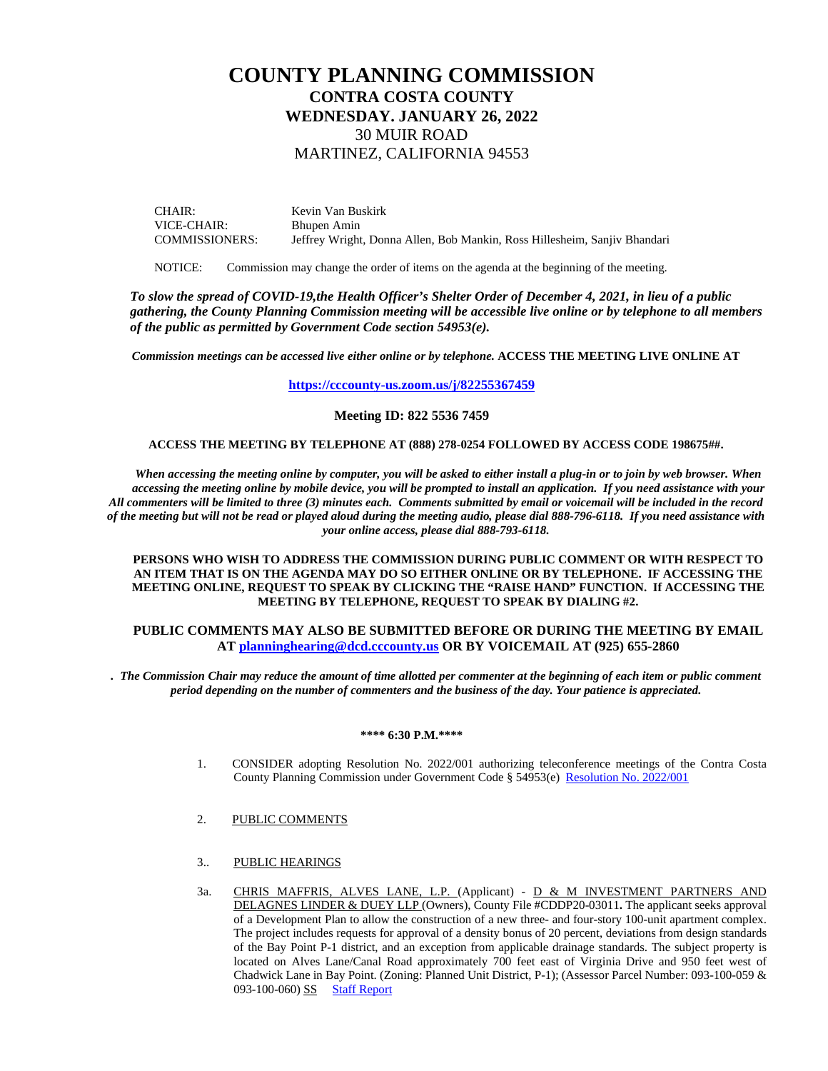# COUNTY PLANNING COMMISSION

## CONTRA COSTA COUNTY

## WEDNESDAY. JANUARY 26, 2022

30 MUIR ROAD

MARTINEZ, CALIFORNIA 94553

| | |
|---|---|
| CHAIR: | Kevin Van Buskirk |
| VICE-CHAIR: | Bhupen Amin |
| COMMISSIONERS: | Jeffrey Wright, Donna Allen, Bob Mankin, Ross Hillesheim, Sanjiv Bhandari |

NOTICE: Commission may change the order of items on the agenda at the beginning of the meeting.

***To slow the spread of COVID-19,the Health Officer's Shelter Order of December 4, 2021, in lieu of a public gathering, the County Planning Commission meeting will be accessible live online or by telephone to all members of the public as permitted by Government Code section 54953(e).***

***Commission meetings can be accessed live either online or by telephone.*** **ACCESS THE MEETING LIVE ONLINE AT**

**[https://cccounty-us.zoom.us/j/82255367459](https://cccounty-us.zoom.us/j/82255367459)**

**Meeting ID: 822 5536 7459**

**ACCESS THE MEETING BY TELEPHONE AT (888) 278-0254 FOLLOWED BY ACCESS CODE 198675##.**

***When accessing the meeting online by computer, you will be asked to either install a plug-in or to join by web browser. When accessing the meeting online by mobile device, you will be prompted to install an application. If you need assistance with your All commenters will be limited to three (3) minutes each. Comments submitted by email or voicemail will be included in the record of the meeting but will not be read or played aloud during the meeting audio, please dial 888-796-6118. If you need assistance with your online access, please dial 888-793-6118.***

**PERSONS WHO WISH TO ADDRESS THE COMMISSION DURING PUBLIC COMMENT OR WITH RESPECT TO AN ITEM THAT IS ON THE AGENDA MAY DO SO EITHER ONLINE OR BY TELEPHONE. IF ACCESSING THE MEETING ONLINE, REQUEST TO SPEAK BY CLICKING THE "RAISE HAND" FUNCTION. If ACCESSING THE MEETING BY TELEPHONE, REQUEST TO SPEAK BY DIALING #2.**

**PUBLIC COMMENTS MAY ALSO BE SUBMITTED BEFORE OR DURING THE MEETING BY EMAIL AT [planninghearing@dcd.cccounty.us](mailto:planninghearing@dcd.cccounty.us) OR BY VOICEMAIL AT (925) 655-2860**

***. The Commission Chair may reduce the amount of time allotted per commenter at the beginning of each item or public comment period depending on the number of commenters and the business of the day. Your patience is appreciated.***

**\*\*\*\* 6:30 P.M.\*\*\*\***

1. CONSIDER adopting Resolution No. 2022/001 authorizing teleconference meetings of the Contra Costa County Planning Commission under Government Code § 54953(e) Resolution No. 2022/001

2. PUBLIC COMMENTS

3.. PUBLIC HEARINGS

3a. CHRIS MAFFRIS, ALVES LANE, L.P. (Applicant) - D & M INVESTMENT PARTNERS AND DELAGNES LINDER & DUEY LLP (Owners), County File #CDDP20-03011**.** The applicant seeks approval of a Development Plan to allow the construction of a new three- and four-story 100-unit apartment complex. The project includes requests for approval of a density bonus of 20 percent, deviations from design standards of the Bay Point P-1 district, and an exception from applicable drainage standards. The subject property is located on Alves Lane/Canal Road approximately 700 feet east of Virginia Drive and 950 feet west of Chadwick Lane in Bay Point. (Zoning: Planned Unit District, P-1); (Assessor Parcel Number: 093-100-059 & 093-100-060) SS Staff Report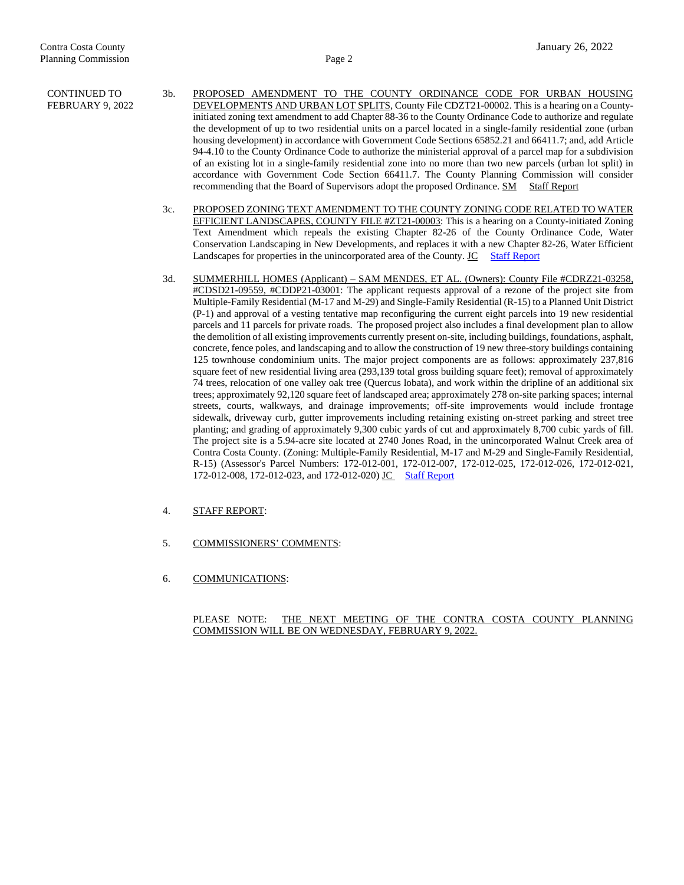CONTINUED TO FEBRUARY 9, 2022

3b. PROPOSED AMENDMENT TO THE COUNTY ORDINANCE CODE FOR URBAN HOUSING DEVELOPMENTS AND URBAN LOT SPLITS, County File CDZT21-00002. This is a hearing on a County-initiated zoning text amendment to add Chapter 88-36 to the County Ordinance Code to authorize and regulate the development of up to two residential units on a parcel located in a single-family residential zone (urban housing development) in accordance with Government Code Sections 65852.21 and 66411.7; and, add Article 94-4.10 to the County Ordinance Code to authorize the ministerial approval of a parcel map for a subdivision of an existing lot in a single-family residential zone into no more than two new parcels (urban lot split) in accordance with Government Code Section 66411.7. The County Planning Commission will consider recommending that the Board of Supervisors adopt the proposed Ordinance. SM Staff Report

3c. PROPOSED ZONING TEXT AMENDMENT TO THE COUNTY ZONING CODE RELATED TO WATER EFFICIENT LANDSCAPES, COUNTY FILE #ZT21-00003: This is a hearing on a County-initiated Zoning Text Amendment which repeals the existing Chapter 82-26 of the County Ordinance Code, Water Conservation Landscaping in New Developments, and replaces it with a new Chapter 82-26, Water Efficient Landscapes for properties in the unincorporated area of the County. JC Staff Report

3d. SUMMERHILL HOMES (Applicant) – SAM MENDES, ET AL. (Owners): County File #CDRZ21-03258, #CDSD21-09559, #CDDP21-03001: The applicant requests approval of a rezone of the project site from Multiple-Family Residential (M-17 and M-29) and Single-Family Residential (R-15) to a Planned Unit District (P-1) and approval of a vesting tentative map reconfiguring the current eight parcels into 19 new residential parcels and 11 parcels for private roads. The proposed project also includes a final development plan to allow the demolition of all existing improvements currently present on-site, including buildings, foundations, asphalt, concrete, fence poles, and landscaping and to allow the construction of 19 new three-story buildings containing 125 townhouse condominium units. The major project components are as follows: approximately 237,816 square feet of new residential living area (293,139 total gross building square feet); removal of approximately 74 trees, relocation of one valley oak tree (Quercus lobata), and work within the dripline of an additional six trees; approximately 92,120 square feet of landscaped area; approximately 278 on-site parking spaces; internal streets, courts, walkways, and drainage improvements; off-site improvements would include frontage sidewalk, driveway curb, gutter improvements including retaining existing on-street parking and street tree planting; and grading of approximately 9,300 cubic yards of cut and approximately 8,700 cubic yards of fill. The project site is a 5.94-acre site located at 2740 Jones Road, in the unincorporated Walnut Creek area of Contra Costa County. (Zoning: Multiple-Family Residential, M-17 and M-29 and Single-Family Residential, R-15) (Assessor's Parcel Numbers: 172-012-001, 172-012-007, 172-012-025, 172-012-026, 172-012-021, 172-012-008, 172-012-023, and 172-012-020) JC Staff Report

4. STAFF REPORT:

5. COMMISSIONERS' COMMENTS:

6. COMMUNICATIONS:

PLEASE NOTE: THE NEXT MEETING OF THE CONTRA COSTA COUNTY PLANNING COMMISSION WILL BE ON WEDNESDAY, FEBRUARY 9, 2022.